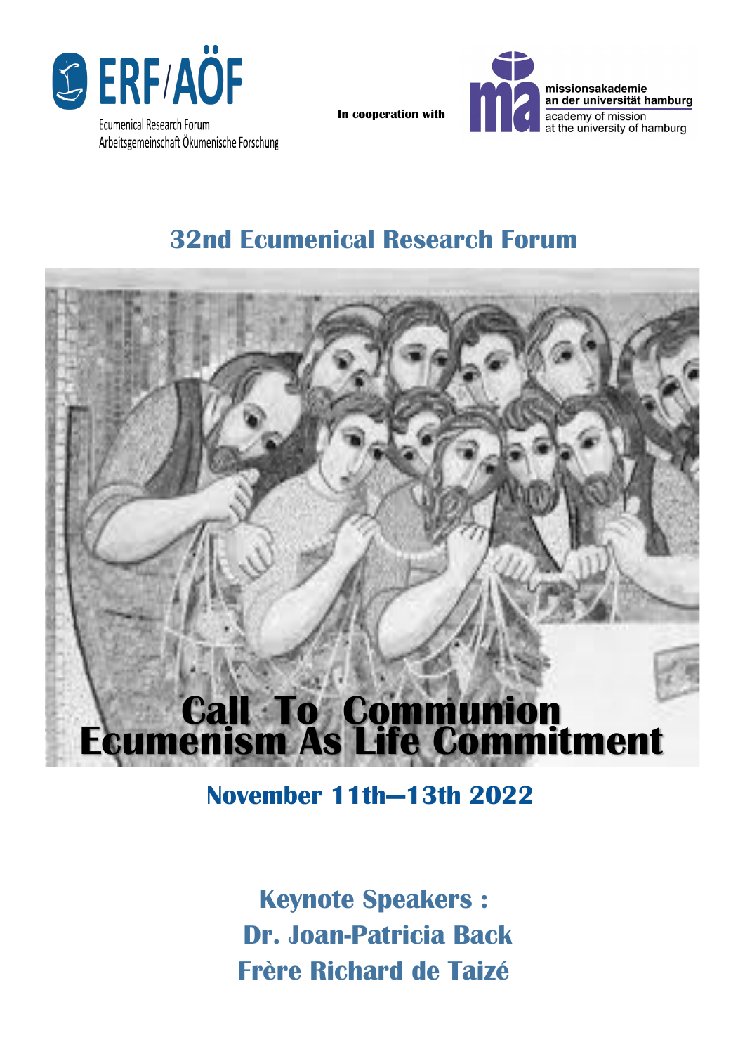ERF/AÖF

Ecumenical Research Forum
Arbeitsgemeinschaft Ökumenische Forschung

**In cooperation with**

missionsakademie
an der universität hamburg
academy of mission
at the university of hamburg

## 32nd Ecumenical Research Forum

# Call To Communion
# Ecumenism As Life Commitment

## November 11th—13th 2022

**Keynote Speakers :**
**Dr. Joan-Patricia Back**
**Frère Richard de Taizé**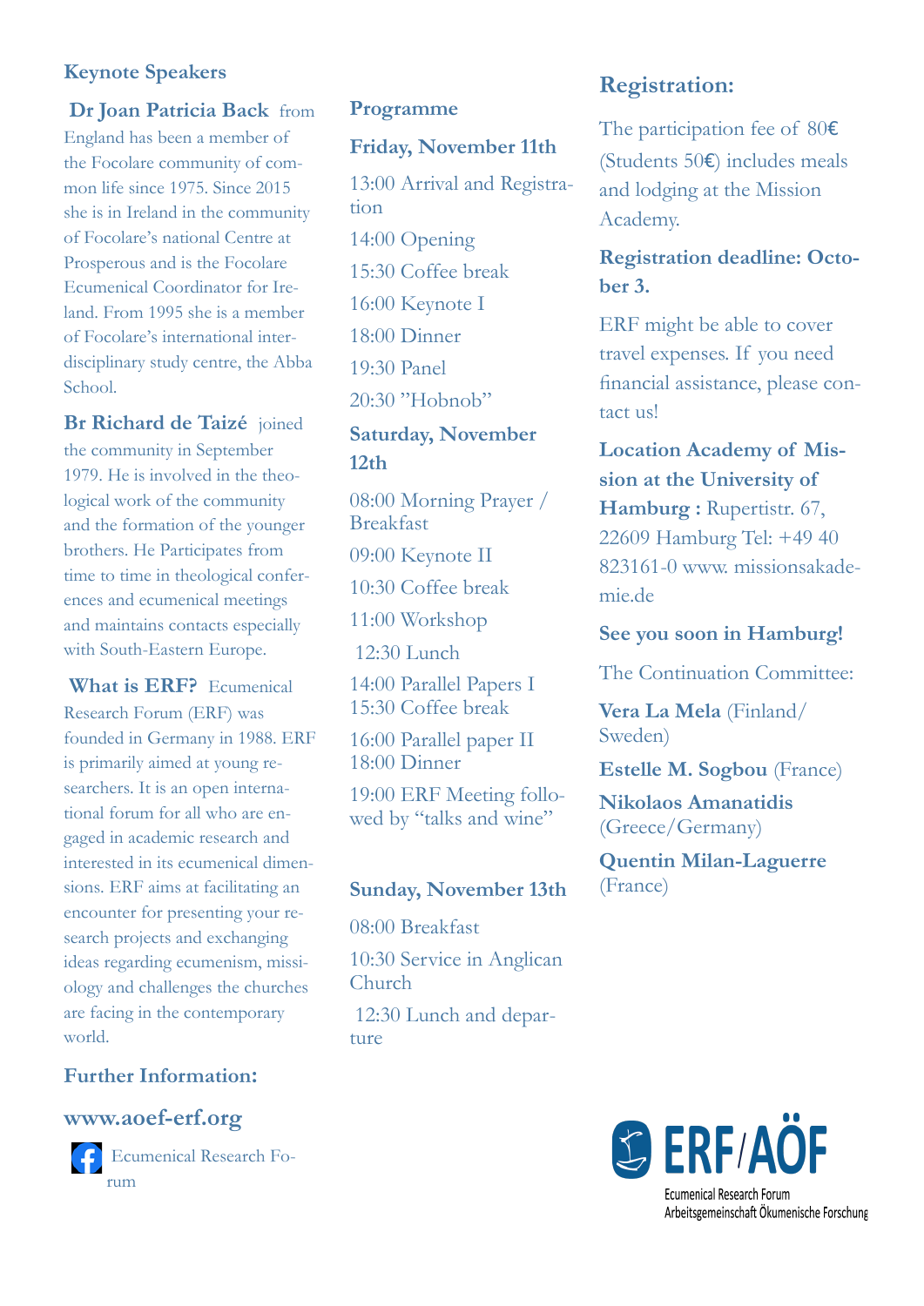## Keynote Speakers

**Dr Joan Patricia Back** from England has been a member of the Focolare community of common life since 1975. Since 2015 she is in Ireland in the community of Focolare's national Centre at Prosperous and is the Focolare Ecumenical Coordinator for Ireland. From 1995 she is a member of Focolare's international interdisciplinary study centre, the Abba School.

**Br Richard de Taizé** joined the community in September 1979. He is involved in the theological work of the community and the formation of the younger brothers. He Participates from time to time in theological conferences and ecumenical meetings and maintains contacts especially with South-Eastern Europe.

**What is ERF?** Ecumenical Research Forum (ERF) was founded in Germany in 1988. ERF is primarily aimed at young researchers. It is an open international forum for all who are engaged in academic research and interested in its ecumenical dimensions. ERF aims at facilitating an encounter for presenting your research projects and exchanging ideas regarding ecumenism, missiology and challenges the churches are facing in the contemporary world.

## Further Information:

## www.aoef-erf.org

Ecumenical Research Forum

## Programme

### Friday, November 11th

13:00 Arrival and Registration

14:00 Opening

15:30 Coffee break

16:00 Keynote I

18:00 Dinner

19:30 Panel

20:30 "Hobnob"

### Saturday, November 12th

08:00 Morning Prayer / Breakfast

09:00 Keynote II

10:30 Coffee break

11:00 Workshop

12:30 Lunch

14:00 Parallel Papers I

15:30 Coffee break

16:00 Parallel paper II

18:00 Dinner

19:00 ERF Meeting followed by "talks and wine"

### Sunday, November 13th

08:00 Breakfast

10:30 Service in Anglican Church

12:30 Lunch and departure

## Registration:

The participation fee of 80€ (Students 50€) includes meals and lodging at the Mission Academy.

**Registration deadline: October 3.**

ERF might be able to cover travel expenses. If you need financial assistance, please contact us!

**Location Academy of Mission at the University of Hamburg :** Rupertistr. 67, 22609 Hamburg Tel: +49 40 823161-0 www. missionsakademie.de

**See you soon in Hamburg!**

The Continuation Committee:

**Vera La Mela** (Finland/ Sweden)

**Estelle M. Sogbou** (France)

**Nikolaos Amanatidis** (Greece/Germany)

**Quentin Milan-Laguerre** (France)

ERF/AÖF
Ecumenical Research Forum
Arbeitsgemeinschaft Ökumenische Forschung